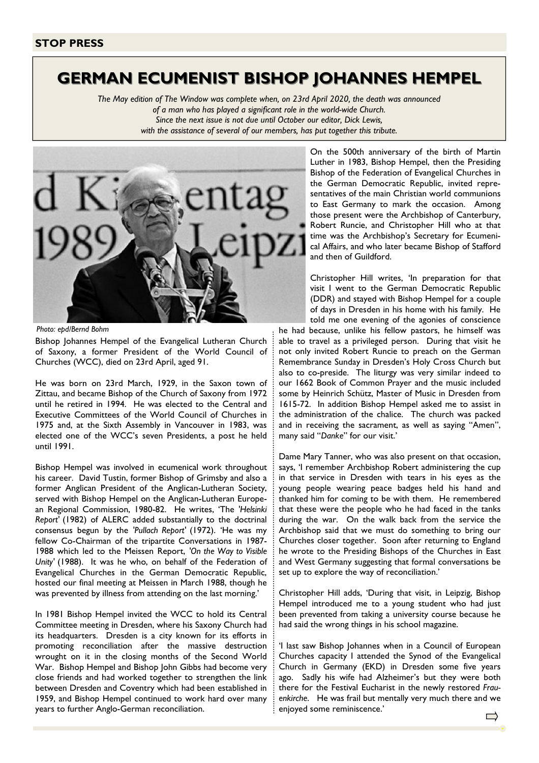**STOP PRESS**

# GERMAN ECUMENIST BISHOP JOHANNES HEMPEL

*The May edition of The Window was complete when, on 23rd April 2020, the death was announced of a man who has played a significant role in the world-wide Church. Since the next issue is not due until October our editor, Dick Lewis, with the assistance of several of our members, has put together this tribute.*

*Photo: epd/Bernd Bohm*

Bishop Johannes Hempel of the Evangelical Lutheran Church of Saxony, a former President of the World Council of Churches (WCC), died on 23rd April, aged 91.

He was born on 23rd March, 1929, in the Saxon town of Zittau, and became Bishop of the Church of Saxony from 1972 until he retired in 1994. He was elected to the Central and Executive Committees of the World Council of Churches in 1975 and, at the Sixth Assembly in Vancouver in 1983, was elected one of the WCC's seven Presidents, a post he held until 1991.

Bishop Hempel was involved in ecumenical work throughout his career. David Tustin, former Bishop of Grimsby and also a former Anglican President of the Anglican-Lutheran Society, served with Bishop Hempel on the Anglican-Lutheran European Regional Commission, 1980-82. He writes, 'The *'Helsinki Report'* (1982) of ALERC added substantially to the doctrinal consensus begun by the *'Pullach Report'* (1972). 'He was my fellow Co-Chairman of the tripartite Conversations in 1987-1988 which led to the Meissen Report, *'On the Way to Visible Unity'* (1988). It was he who, on behalf of the Federation of Evangelical Churches in the German Democratic Republic, hosted our final meeting at Meissen in March 1988, though he was prevented by illness from attending on the last morning.'

In 1981 Bishop Hempel invited the WCC to hold its Central Committee meeting in Dresden, where his Saxony Church had its headquarters. Dresden is a city known for its efforts in promoting reconciliation after the massive destruction wrought on it in the closing months of the Second World War. Bishop Hempel and Bishop John Gibbs had become very close friends and had worked together to strengthen the link between Dresden and Coventry which had been established in 1959, and Bishop Hempel continued to work hard over many years to further Anglo-German reconciliation.

On the 500th anniversary of the birth of Martin Luther in 1983, Bishop Hempel, then the Presiding Bishop of the Federation of Evangelical Churches in the German Democratic Republic, invited representatives of the main Christian world communions to East Germany to mark the occasion. Among those present were the Archbishop of Canterbury, Robert Runcie, and Christopher Hill who at that time was the Archbishop's Secretary for Ecumenical Affairs, and who later became Bishop of Stafford and then of Guildford.

Christopher Hill writes, 'In preparation for that visit I went to the German Democratic Republic (DDR) and stayed with Bishop Hempel for a couple of days in Dresden in his home with his family. He told me one evening of the agonies of conscience he had because, unlike his fellow pastors, he himself was able to travel as a privileged person. During that visit he not only invited Robert Runcie to preach on the German Remembrance Sunday in Dresden's Holy Cross Church but also to co-preside. The liturgy was very similar indeed to our 1662 Book of Common Prayer and the music included some by Heinrich Schütz, Master of Music in Dresden from 1615-72. In addition Bishop Hempel asked me to assist in the administration of the chalice. The church was packed and in receiving the sacrament, as well as saying "Amen", many said "*Danke*" for our visit.'

Dame Mary Tanner, who was also present on that occasion, says, 'I remember Archbishop Robert administering the cup in that service in Dresden with tears in his eyes as the young people wearing peace badges held his hand and thanked him for coming to be with them. He remembered that these were the people who he had faced in the tanks during the war. On the walk back from the service the Archbishop said that we must do something to bring our Churches closer together. Soon after returning to England he wrote to the Presiding Bishops of the Churches in East and West Germany suggesting that formal conversations be set up to explore the way of reconciliation.'

Christopher Hill adds, 'During that visit, in Leipzig, Bishop Hempel introduced me to a young student who had just been prevented from taking a university course because he had said the wrong things in his school magazine.

'I last saw Bishop Johannes when in a Council of European Churches capacity I attended the Synod of the Evangelical Church in Germany (EKD) in Dresden some five years ago. Sadly his wife had Alzheimer's but they were both there for the Festival Eucharist in the newly restored *Frauenkirche*. He was frail but mentally very much there and we enjoyed some reminiscence.'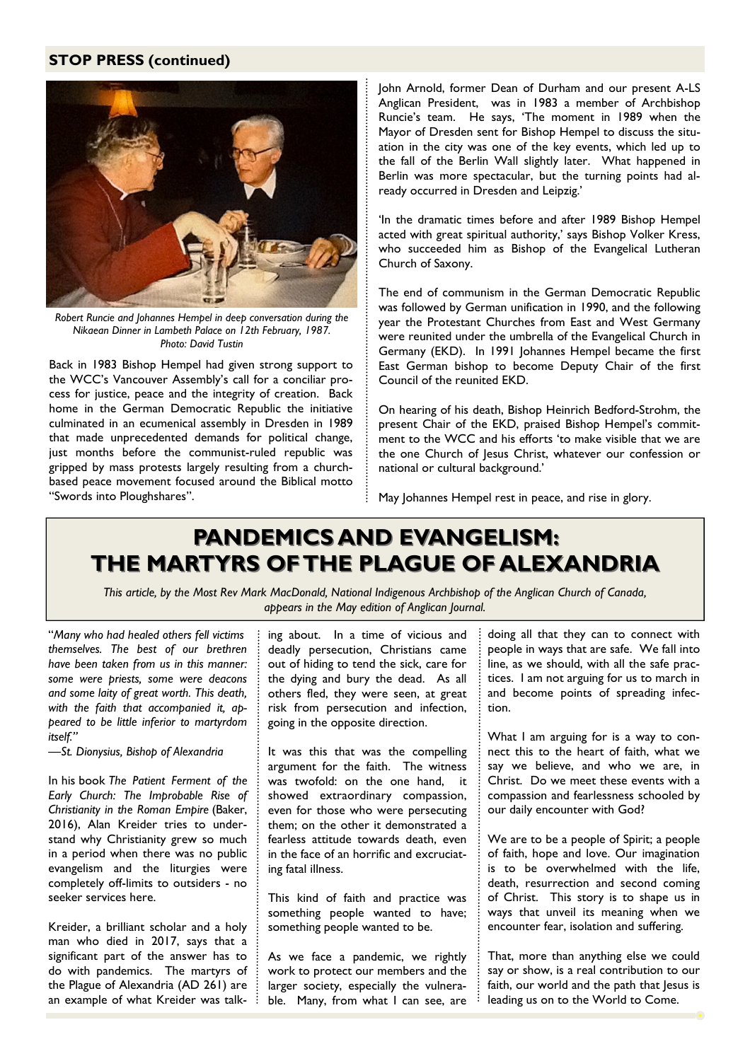## STOP PRESS (continued)

*Robert Runcie and Johannes Hempel in deep conversation during the Nikaean Dinner in Lambeth Palace on 12th February, 1987. Photo: David Tustin*

Back in 1983 Bishop Hempel had given strong support to the WCC's Vancouver Assembly's call for a conciliar process for justice, peace and the integrity of creation. Back home in the German Democratic Republic the initiative culminated in an ecumenical assembly in Dresden in 1989 that made unprecedented demands for political change, just months before the communist-ruled republic was gripped by mass protests largely resulting from a church-based peace movement focused around the Biblical motto "Swords into Ploughshares".

John Arnold, former Dean of Durham and our present A-LS Anglican President, was in 1983 a member of Archbishop Runcie's team. He says, 'The moment in 1989 when the Mayor of Dresden sent for Bishop Hempel to discuss the situation in the city was one of the key events, which led up to the fall of the Berlin Wall slightly later. What happened in Berlin was more spectacular, but the turning points had already occurred in Dresden and Leipzig.'

'In the dramatic times before and after 1989 Bishop Hempel acted with great spiritual authority,' says Bishop Volker Kress, who succeeded him as Bishop of the Evangelical Lutheran Church of Saxony.

The end of communism in the German Democratic Republic was followed by German unification in 1990, and the following year the Protestant Churches from East and West Germany were reunited under the umbrella of the Evangelical Church in Germany (EKD). In 1991 Johannes Hempel became the first East German bishop to become Deputy Chair of the first Council of the reunited EKD.

On hearing of his death, Bishop Heinrich Bedford-Strohm, the present Chair of the EKD, praised Bishop Hempel's commitment to the WCC and his efforts 'to make visible that we are the one Church of Jesus Christ, whatever our confession or national or cultural background.'

May Johannes Hempel rest in peace, and rise in glory.

# PANDEMICS AND EVANGELISM: THE MARTYRS OF THE PLAGUE OF ALEXANDRIA

*This article, by the Most Rev Mark MacDonald, National Indigenous Archbishop of the Anglican Church of Canada, appears in the May edition of Anglican Journal.*

"*Many who had healed others fell victims themselves. The best of our brethren have been taken from us in this manner: some were priests, some were deacons and some laity of great worth. This death, with the faith that accompanied it, appeared to be little inferior to martyrdom itself."*

*—St. Dionysius, Bishop of Alexandria*

In his book *The Patient Ferment of the Early Church: The Improbable Rise of Christianity in the Roman Empire* (Baker, 2016), Alan Kreider tries to understand why Christianity grew so much in a period when there was no public evangelism and the liturgies were completely off-limits to outsiders - no seeker services here.

Kreider, a brilliant scholar and a holy man who died in 2017, says that a significant part of the answer has to do with pandemics. The martyrs of the Plague of Alexandria (AD 261) are an example of what Kreider was talking about. In a time of vicious and deadly persecution, Christians came out of hiding to tend the sick, care for the dying and bury the dead. As all others fled, they were seen, at great risk from persecution and infection, going in the opposite direction.

It was this that was the compelling argument for the faith. The witness was twofold: on the one hand, it showed extraordinary compassion, even for those who were persecuting them; on the other it demonstrated a fearless attitude towards death, even in the face of an horrific and excruciating fatal illness.

This kind of faith and practice was something people wanted to have; something people wanted to be.

As we face a pandemic, we rightly work to protect our members and the larger society, especially the vulnerable. Many, from what I can see, are doing all that they can to connect with people in ways that are safe. We fall into line, as we should, with all the safe practices. I am not arguing for us to march in and become points of spreading infection.

What I am arguing for is a way to connect this to the heart of faith, what we say we believe, and who we are, in Christ. Do we meet these events with a compassion and fearlessness schooled by our daily encounter with God?

We are to be a people of Spirit; a people of faith, hope and love. Our imagination is to be overwhelmed with the life, death, resurrection and second coming of Christ. This story is to shape us in ways that unveil its meaning when we encounter fear, isolation and suffering.

That, more than anything else we could say or show, is a real contribution to our faith, our world and the path that Jesus is leading us on to the World to Come.